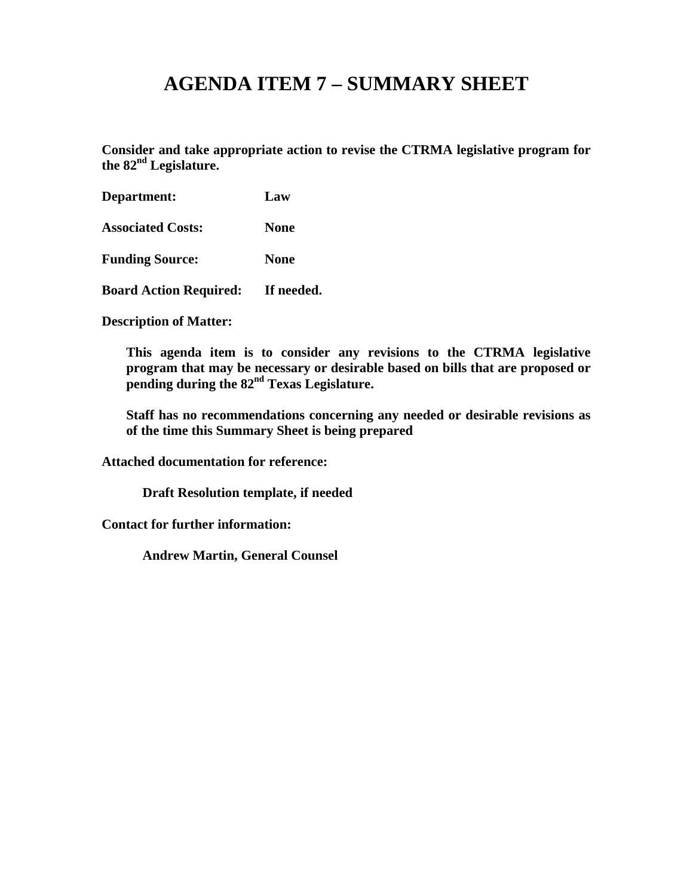# AGENDA ITEM 7 – SUMMARY SHEET

**Consider and take appropriate action to revise the CTRMA legislative program for the 82nd Legislature.**

**Department:** **Law**

**Associated Costs:** **None**

**Funding Source:** **None**

**Board Action Required:** **If needed.**

**Description of Matter:**

**This agenda item is to consider any revisions to the CTRMA legislative program that may be necessary or desirable based on bills that are proposed or pending during the 82nd Texas Legislature.**

**Staff has no recommendations concerning any needed or desirable revisions as of the time this Summary Sheet is being prepared**

**Attached documentation for reference:**

**Draft Resolution template, if needed**

**Contact for further information:**

**Andrew Martin, General Counsel**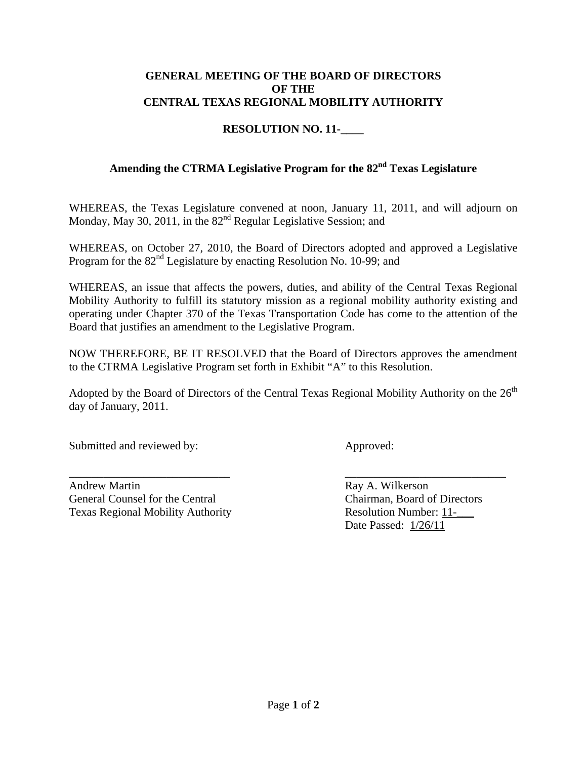**GENERAL MEETING OF THE BOARD OF DIRECTORS**
**OF THE**
**CENTRAL TEXAS REGIONAL MOBILITY AUTHORITY**

**RESOLUTION NO. 11-____**

**Amending the CTRMA Legislative Program for the 82nd Texas Legislature**

WHEREAS, the Texas Legislature convened at noon, January 11, 2011, and will adjourn on Monday, May 30, 2011, in the 82nd Regular Legislative Session; and

WHEREAS, on October 27, 2010, the Board of Directors adopted and approved a Legislative Program for the 82nd Legislature by enacting Resolution No. 10-99; and

WHEREAS, an issue that affects the powers, duties, and ability of the Central Texas Regional Mobility Authority to fulfill its statutory mission as a regional mobility authority existing and operating under Chapter 370 of the Texas Transportation Code has come to the attention of the Board that justifies an amendment to the Legislative Program.

NOW THEREFORE, BE IT RESOLVED that the Board of Directors approves the amendment to the CTRMA Legislative Program set forth in Exhibit "A" to this Resolution.

Adopted by the Board of Directors of the Central Texas Regional Mobility Authority on the 26th day of January, 2011.

Submitted and reviewed by:

____________________________
Andrew Martin
General Counsel for the Central
Texas Regional Mobility Authority

Approved:

____________________________
Ray A. Wilkerson
Chairman, Board of Directors
Resolution Number: 11-___
Date Passed: 1/26/11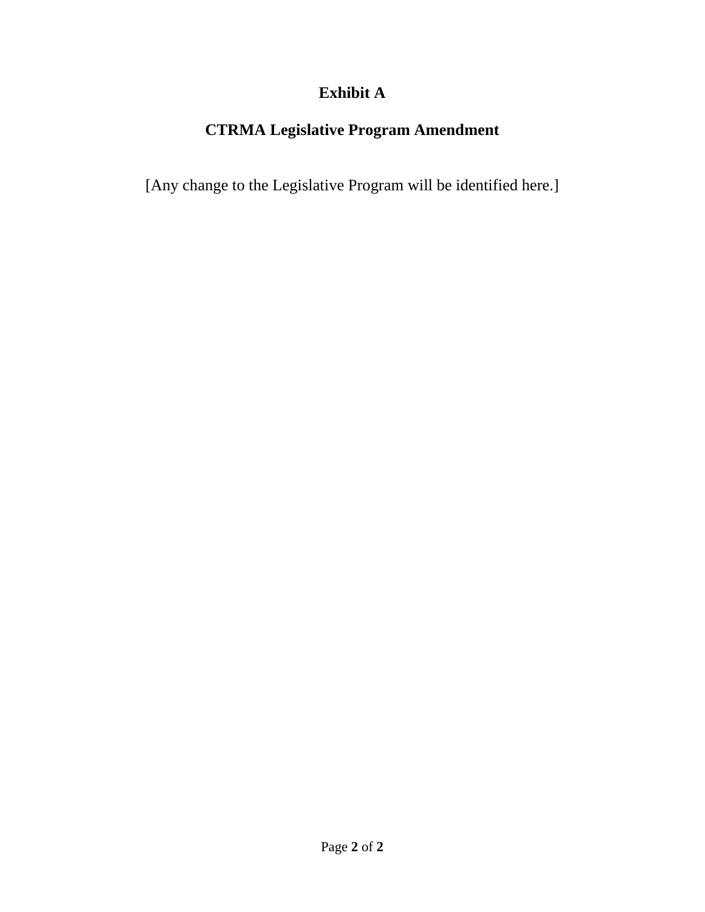# Exhibit A

## CTRMA Legislative Program Amendment

[Any change to the Legislative Program will be identified here.]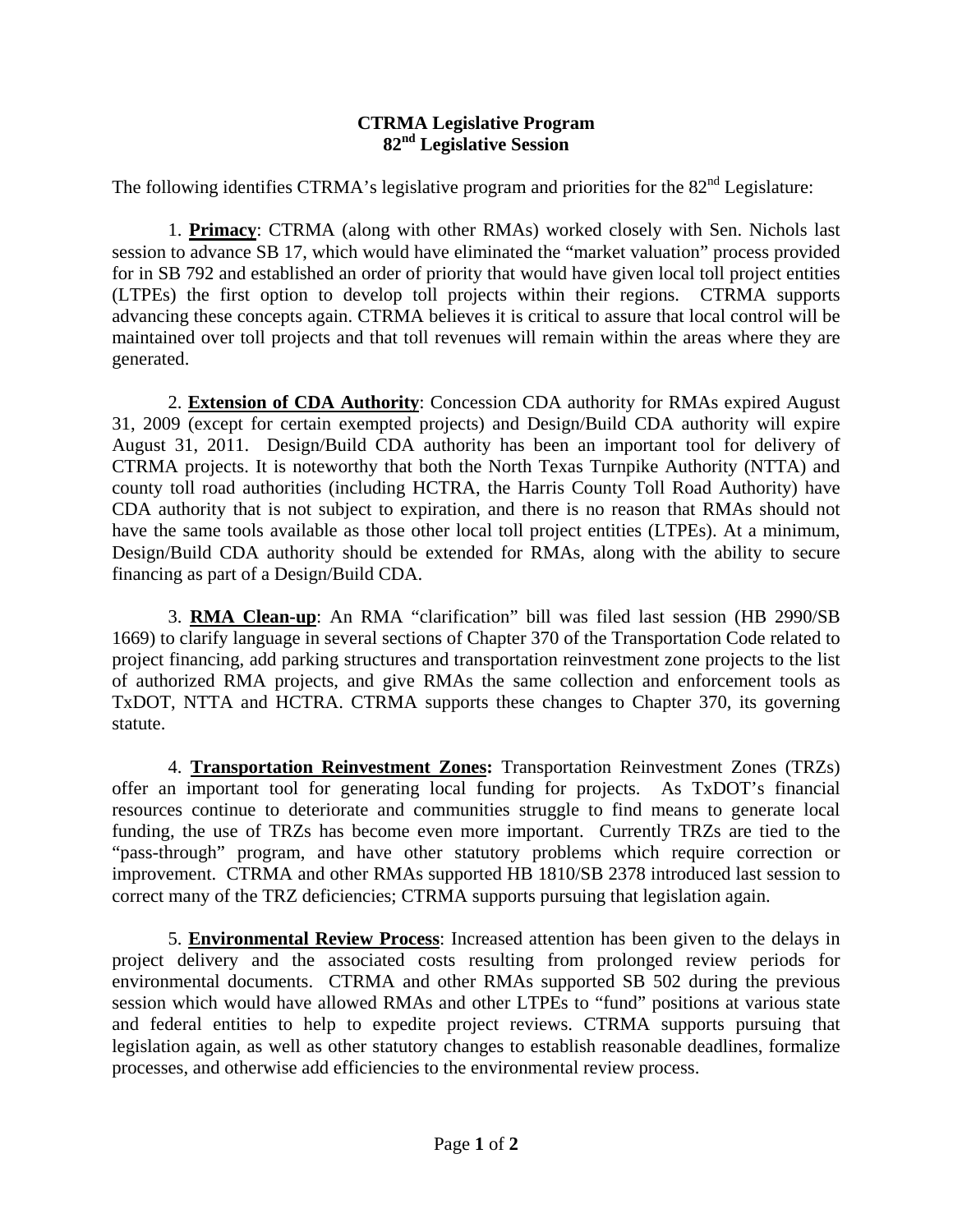**CTRMA Legislative Program**
**82nd Legislative Session**

The following identifies CTRMA's legislative program and priorities for the 82nd Legislature:

1. **<u>Primacy</u>**: CTRMA (along with other RMAs) worked closely with Sen. Nichols last session to advance SB 17, which would have eliminated the "market valuation" process provided for in SB 792 and established an order of priority that would have given local toll project entities (LTPEs) the first option to develop toll projects within their regions. CTRMA supports advancing these concepts again. CTRMA believes it is critical to assure that local control will be maintained over toll projects and that toll revenues will remain within the areas where they are generated.

2. **<u>Extension of CDA Authority</u>**: Concession CDA authority for RMAs expired August 31, 2009 (except for certain exempted projects) and Design/Build CDA authority will expire August 31, 2011. Design/Build CDA authority has been an important tool for delivery of CTRMA projects. It is noteworthy that both the North Texas Turnpike Authority (NTTA) and county toll road authorities (including HCTRA, the Harris County Toll Road Authority) have CDA authority that is not subject to expiration, and there is no reason that RMAs should not have the same tools available as those other local toll project entities (LTPEs). At a minimum, Design/Build CDA authority should be extended for RMAs, along with the ability to secure financing as part of a Design/Build CDA.

3. **<u>RMA Clean-up</u>**: An RMA "clarification" bill was filed last session (HB 2990/SB 1669) to clarify language in several sections of Chapter 370 of the Transportation Code related to project financing, add parking structures and transportation reinvestment zone projects to the list of authorized RMA projects, and give RMAs the same collection and enforcement tools as TxDOT, NTTA and HCTRA. CTRMA supports these changes to Chapter 370, its governing statute.

4. **<u>Transportation Reinvestment Zones</u>:** Transportation Reinvestment Zones (TRZs) offer an important tool for generating local funding for projects. As TxDOT's financial resources continue to deteriorate and communities struggle to find means to generate local funding, the use of TRZs has become even more important. Currently TRZs are tied to the "pass-through" program, and have other statutory problems which require correction or improvement. CTRMA and other RMAs supported HB 1810/SB 2378 introduced last session to correct many of the TRZ deficiencies; CTRMA supports pursuing that legislation again.

5. **<u>Environmental Review Process</u>**: Increased attention has been given to the delays in project delivery and the associated costs resulting from prolonged review periods for environmental documents. CTRMA and other RMAs supported SB 502 during the previous session which would have allowed RMAs and other LTPEs to "fund" positions at various state and federal entities to help to expedite project reviews. CTRMA supports pursuing that legislation again, as well as other statutory changes to establish reasonable deadlines, formalize processes, and otherwise add efficiencies to the environmental review process.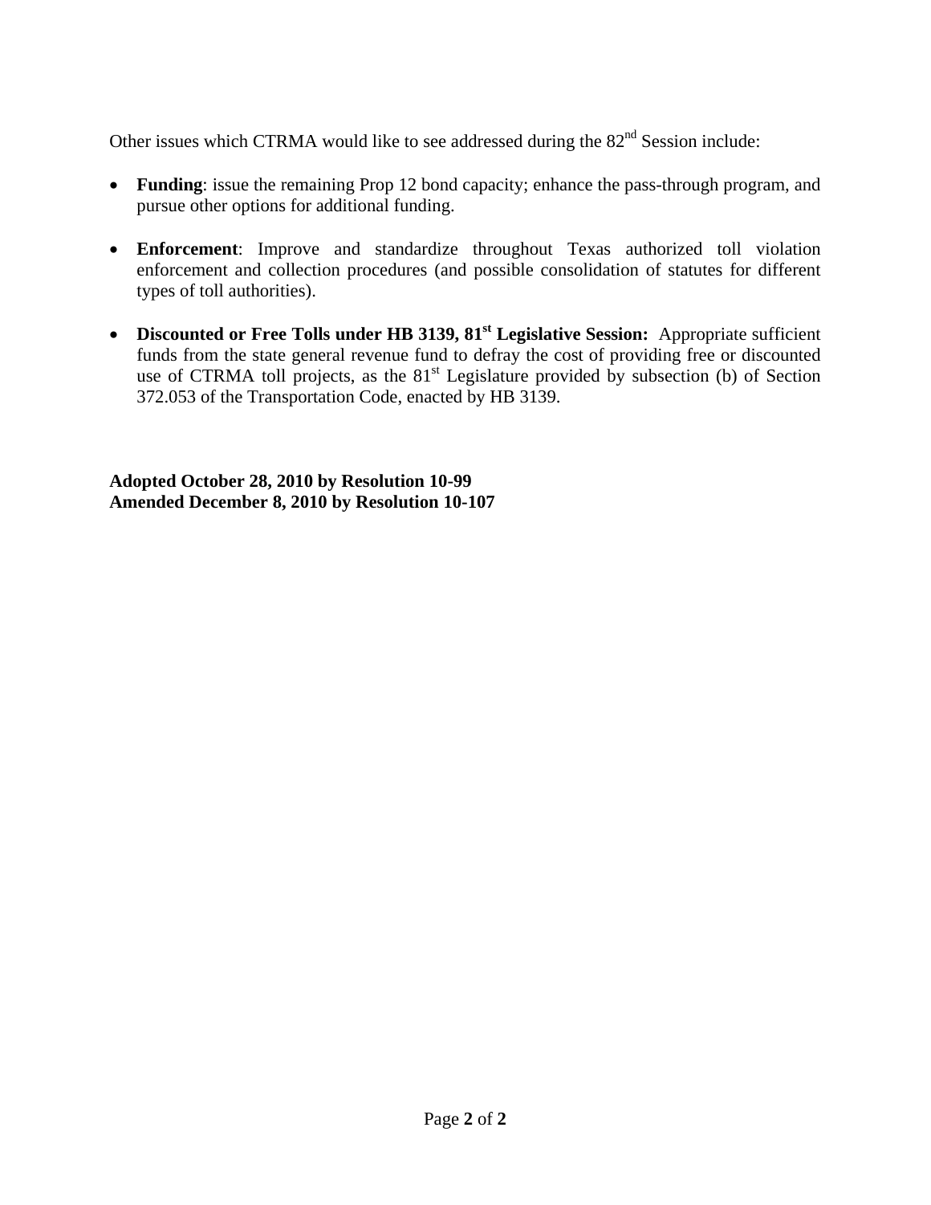Other issues which CTRMA would like to see addressed during the 82nd Session include:

- **Funding**: issue the remaining Prop 12 bond capacity; enhance the pass-through program, and pursue other options for additional funding.

- **Enforcement**: Improve and standardize throughout Texas authorized toll violation enforcement and collection procedures (and possible consolidation of statutes for different types of toll authorities).

- **Discounted or Free Tolls under HB 3139, 81st Legislative Session:** Appropriate sufficient funds from the state general revenue fund to defray the cost of providing free or discounted use of CTRMA toll projects, as the 81st Legislature provided by subsection (b) of Section 372.053 of the Transportation Code, enacted by HB 3139.

**Adopted October 28, 2010 by Resolution 10-99**
**Amended December 8, 2010 by Resolution 10-107**